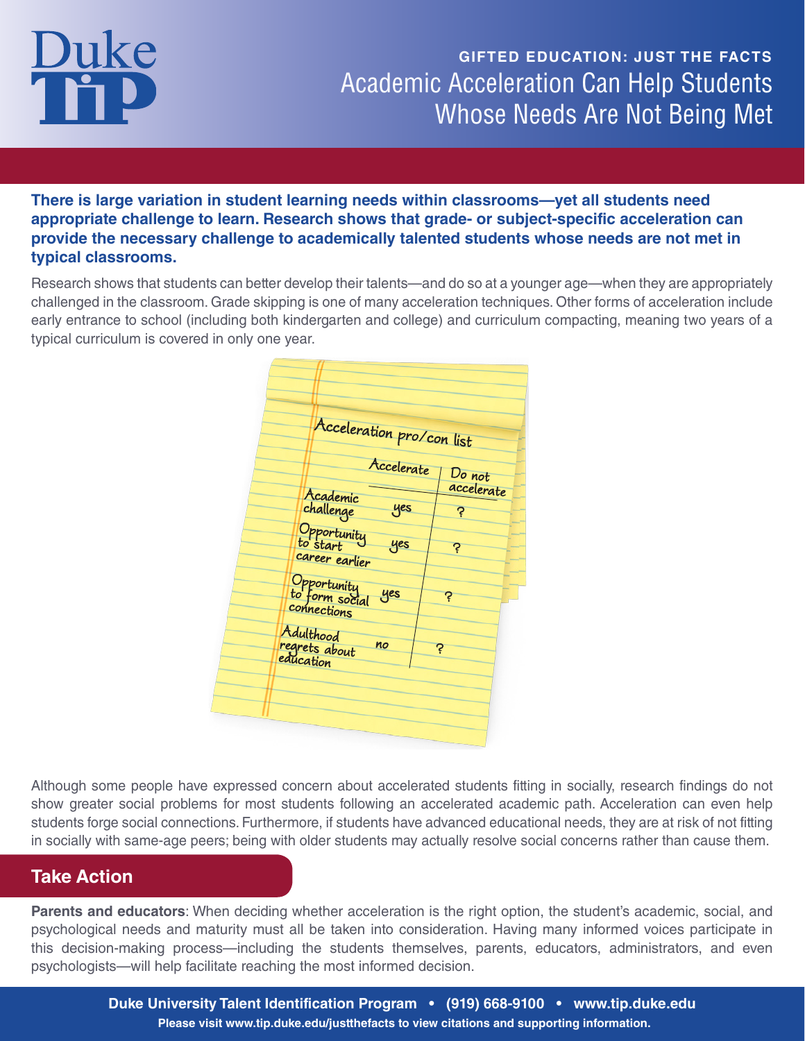# Duke TIP

**GIFTED EDUCATION: JUST THE FACTS**

# Academic Acceleration Can Help Students Whose Needs Are Not Being Met

**There is large variation in student learning needs within classrooms—yet all students need appropriate challenge to learn. Research shows that grade- or subject-specific acceleration can provide the necessary challenge to academically talented students whose needs are not met in typical classrooms.**

Research shows that students can better develop their talents—and do so at a younger age—when they are appropriately challenged in the classroom. Grade skipping is one of many acceleration techniques. Other forms of acceleration include early entrance to school (including both kindergarten and college) and curriculum compacting, meaning two years of a typical curriculum is covered in only one year.

Acceleration pro/con list

| | Accelerate | Do not accelerate |
|---|---|---|
| Academic challenge | yes | ? |
| Opportunity to start career earlier | yes | ? |
| Opportunity to form social connections | yes | ? |
| Adulthood regrets about education | no | ? |

Although some people have expressed concern about accelerated students fitting in socially, research findings do not show greater social problems for most students following an accelerated academic path. Acceleration can even help students forge social connections. Furthermore, if students have advanced educational needs, they are at risk of not fitting in socially with same-age peers; being with older students may actually resolve social concerns rather than cause them.

## Take Action

**Parents and educators**: When deciding whether acceleration is the right option, the student's academic, social, and psychological needs and maturity must all be taken into consideration. Having many informed voices participate in this decision-making process—including the students themselves, parents, educators, administrators, and even psychologists—will help facilitate reaching the most informed decision.

**Duke University Talent Identification Program • (919) 668-9100 • www.tip.duke.edu**

**Please visit www.tip.duke.edu/justthefacts to view citations and supporting information.**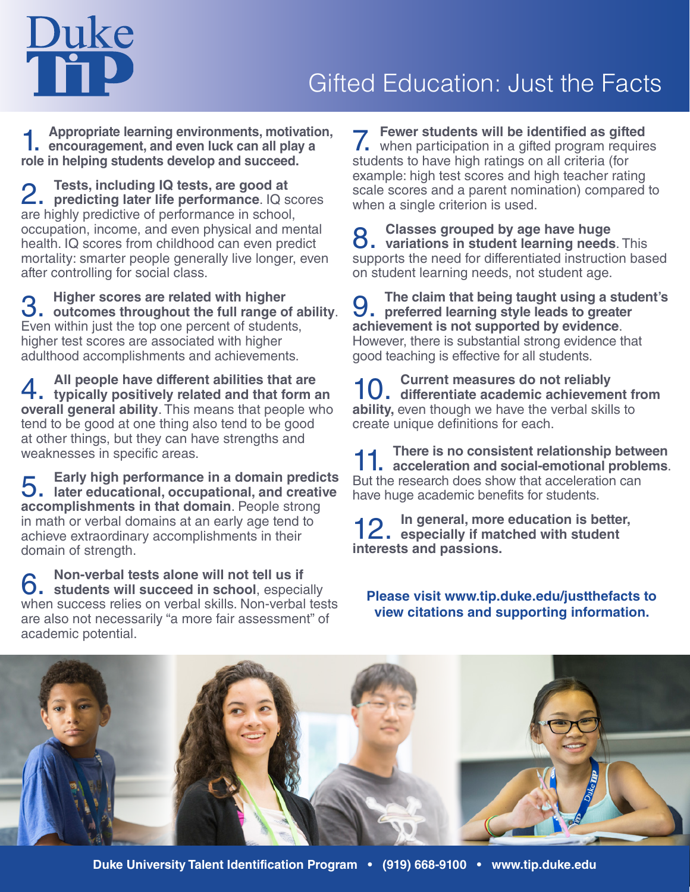# Duke TIP

## Gifted Education: Just the Facts

1. **Appropriate learning environments, motivation, encouragement, and even luck can all play a role in helping students develop and succeed.**

2. **Tests, including IQ tests, are good at predicting later life performance**. IQ scores are highly predictive of performance in school, occupation, income, and even physical and mental health. IQ scores from childhood can even predict mortality: smarter people generally live longer, even after controlling for social class.

3. **Higher scores are related with higher outcomes throughout the full range of ability**. Even within just the top one percent of students, higher test scores are associated with higher adulthood accomplishments and achievements.

4. **All people have different abilities that are typically positively related and that form an overall general ability**. This means that people who tend to be good at one thing also tend to be good at other things, but they can have strengths and weaknesses in specific areas.

5. **Early high performance in a domain predicts later educational, occupational, and creative accomplishments in that domain**. People strong in math or verbal domains at an early age tend to achieve extraordinary accomplishments in their domain of strength.

6. **Non-verbal tests alone will not tell us if students will succeed in school**, especially when success relies on verbal skills. Non-verbal tests are also not necessarily "a more fair assessment" of academic potential.

7. **Fewer students will be identified as gifted** when participation in a gifted program requires students to have high ratings on all criteria (for example: high test scores and high teacher rating scale scores and a parent nomination) compared to when a single criterion is used.

8. **Classes grouped by age have huge variations in student learning needs**. This supports the need for differentiated instruction based on student learning needs, not student age.

9. **The claim that being taught using a student's preferred learning style leads to greater achievement is not supported by evidence**. However, there is substantial strong evidence that good teaching is effective for all students.

10. **Current measures do not reliably differentiate academic achievement from ability,** even though we have the verbal skills to create unique definitions for each.

11. **There is no consistent relationship between acceleration and social-emotional problems**. But the research does show that acceleration can have huge academic benefits for students.

12. **In general, more education is better, especially if matched with student interests and passions.**

**Please visit www.tip.duke.edu/justthefacts to view citations and supporting information.**

**Duke University Talent Identification Program • (919) 668-9100 • www.tip.duke.edu**